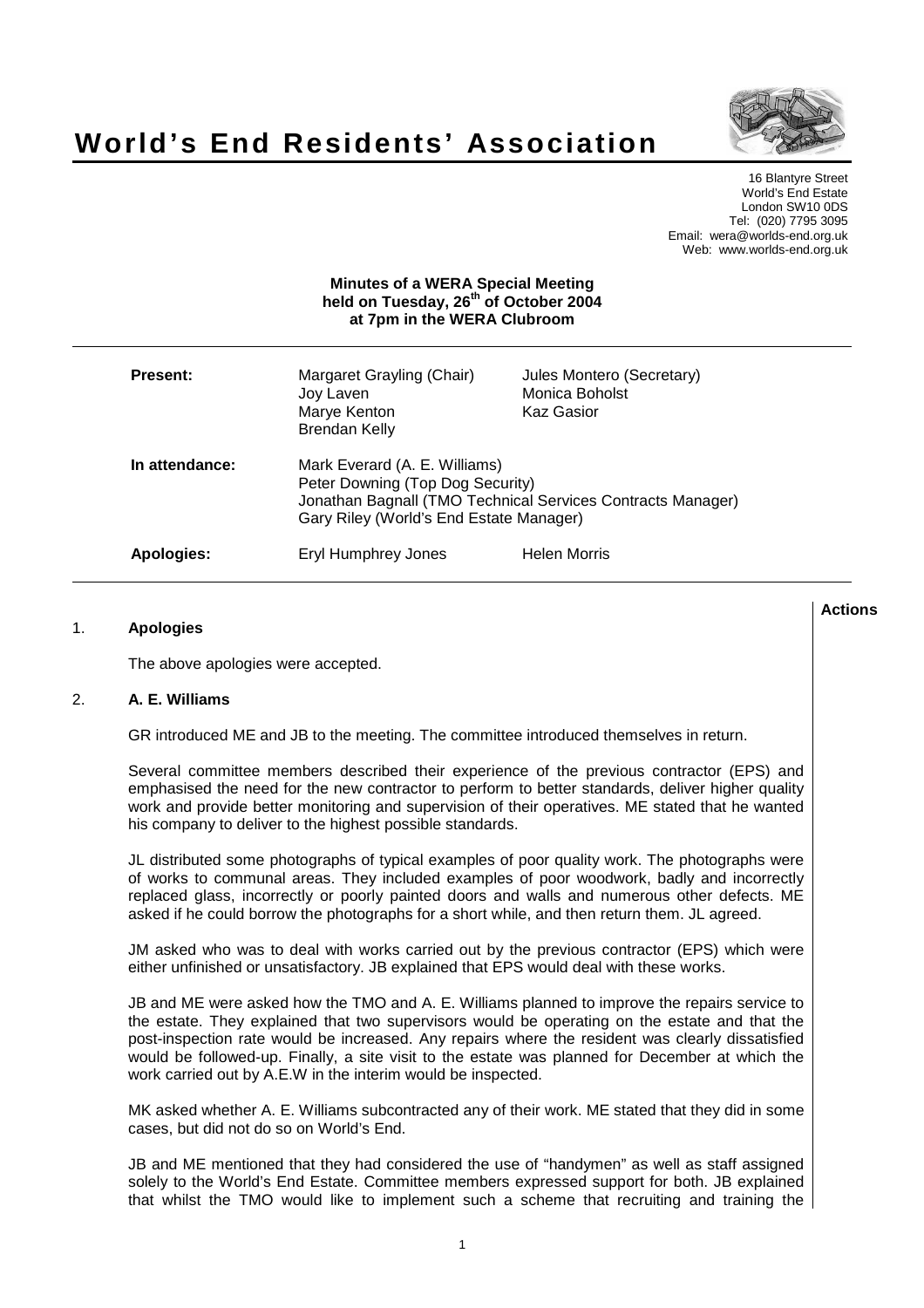# World's End Residents' Association

16 Blantyre Street
World's End Estate
London SW10 0DS
Tel: (020) 7795 3095
Email: wera@worlds-end.org.uk
Web: www.worlds-end.org.uk

**Minutes of a WERA Special Meeting**
**held on Tuesday, 26th of October 2004**
**at 7pm in the WERA Clubroom**

| | | |
|---|---|---|
| **Present:** | Margaret Grayling (Chair)<br>Joy Laven<br>Marye Kenton<br>Brendan Kelly | Jules Montero (Secretary)<br>Monica Boholst<br>Kaz Gasior |
| **In attendance:** | Mark Everard (A. E. Williams)<br>Peter Downing (Top Dog Security)<br>Jonathan Bagnall (TMO Technical Services Contracts Manager)<br>Gary Riley (World's End Estate Manager) | |
| **Apologies:** | Eryl Humphrey Jones | Helen Morris |

**Actions**

1. **Apologies**

   The above apologies were accepted.

2. **A. E. Williams**

   GR introduced ME and JB to the meeting. The committee introduced themselves in return.

   Several committee members described their experience of the previous contractor (EPS) and emphasised the need for the new contractor to perform to better standards, deliver higher quality work and provide better monitoring and supervision of their operatives. ME stated that he wanted his company to deliver to the highest possible standards.

   JL distributed some photographs of typical examples of poor quality work. The photographs were of works to communal areas. They included examples of poor woodwork, badly and incorrectly replaced glass, incorrectly or poorly painted doors and walls and numerous other defects. ME asked if he could borrow the photographs for a short while, and then return them. JL agreed.

   JM asked who was to deal with works carried out by the previous contractor (EPS) which were either unfinished or unsatisfactory. JB explained that EPS would deal with these works.

   JB and ME were asked how the TMO and A. E. Williams planned to improve the repairs service to the estate. They explained that two supervisors would be operating on the estate and that the post-inspection rate would be increased. Any repairs where the resident was clearly dissatisfied would be followed-up. Finally, a site visit to the estate was planned for December at which the work carried out by A.E.W in the interim would be inspected.

   MK asked whether A. E. Williams subcontracted any of their work. ME stated that they did in some cases, but did not do so on World's End.

   JB and ME mentioned that they had considered the use of "handymen" as well as staff assigned solely to the World's End Estate. Committee members expressed support for both. JB explained that whilst the TMO would like to implement such a scheme that recruiting and training the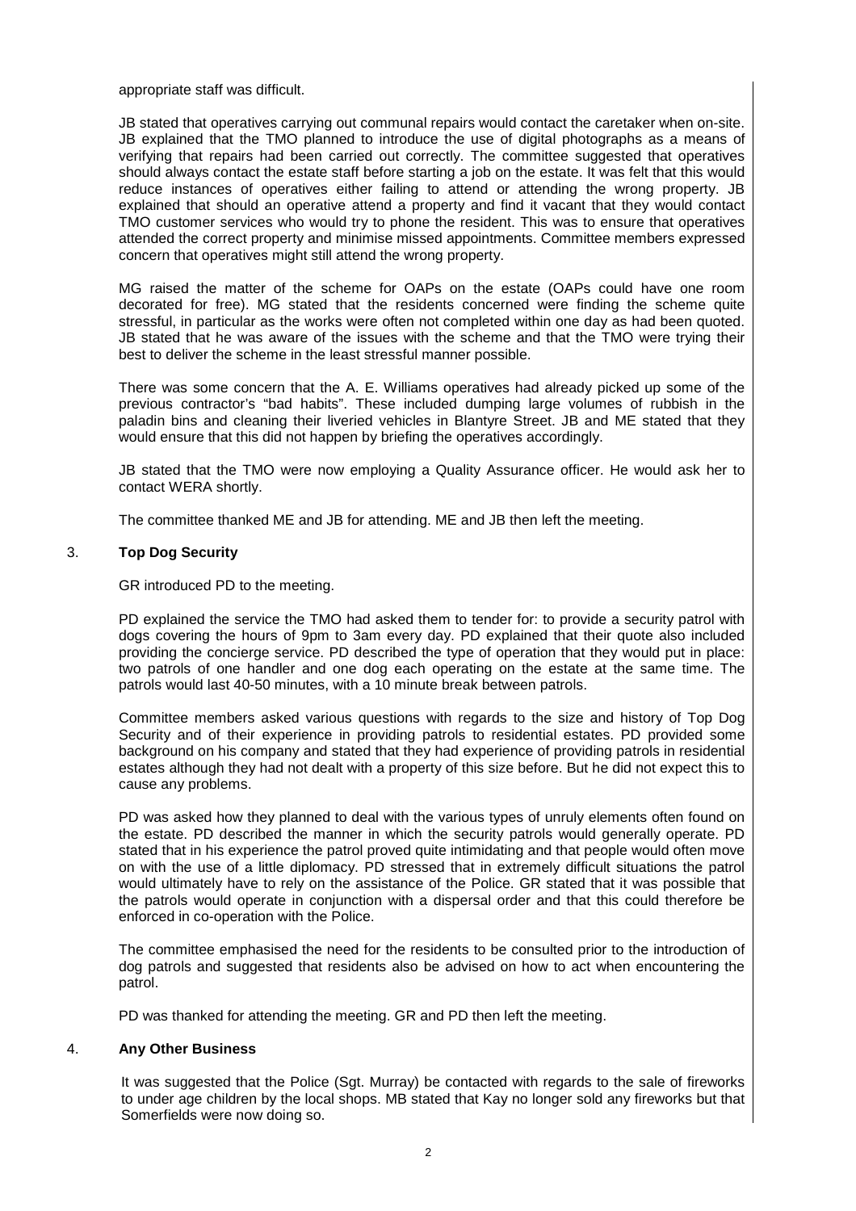appropriate staff was difficult.

JB stated that operatives carrying out communal repairs would contact the caretaker when on-site. JB explained that the TMO planned to introduce the use of digital photographs as a means of verifying that repairs had been carried out correctly. The committee suggested that operatives should always contact the estate staff before starting a job on the estate. It was felt that this would reduce instances of operatives either failing to attend or attending the wrong property. JB explained that should an operative attend a property and find it vacant that they would contact TMO customer services who would try to phone the resident. This was to ensure that operatives attended the correct property and minimise missed appointments. Committee members expressed concern that operatives might still attend the wrong property.

MG raised the matter of the scheme for OAPs on the estate (OAPs could have one room decorated for free). MG stated that the residents concerned were finding the scheme quite stressful, in particular as the works were often not completed within one day as had been quoted. JB stated that he was aware of the issues with the scheme and that the TMO were trying their best to deliver the scheme in the least stressful manner possible.

There was some concern that the A. E. Williams operatives had already picked up some of the previous contractor's "bad habits". These included dumping large volumes of rubbish in the paladin bins and cleaning their liveried vehicles in Blantyre Street. JB and ME stated that they would ensure that this did not happen by briefing the operatives accordingly.

JB stated that the TMO were now employing a Quality Assurance officer. He would ask her to contact WERA shortly.

The committee thanked ME and JB for attending. ME and JB then left the meeting.

3. **Top Dog Security**

GR introduced PD to the meeting.

PD explained the service the TMO had asked them to tender for: to provide a security patrol with dogs covering the hours of 9pm to 3am every day. PD explained that their quote also included providing the concierge service. PD described the type of operation that they would put in place: two patrols of one handler and one dog each operating on the estate at the same time. The patrols would last 40-50 minutes, with a 10 minute break between patrols.

Committee members asked various questions with regards to the size and history of Top Dog Security and of their experience in providing patrols to residential estates. PD provided some background on his company and stated that they had experience of providing patrols in residential estates although they had not dealt with a property of this size before. But he did not expect this to cause any problems.

PD was asked how they planned to deal with the various types of unruly elements often found on the estate. PD described the manner in which the security patrols would generally operate. PD stated that in his experience the patrol proved quite intimidating and that people would often move on with the use of a little diplomacy. PD stressed that in extremely difficult situations the patrol would ultimately have to rely on the assistance of the Police. GR stated that it was possible that the patrols would operate in conjunction with a dispersal order and that this could therefore be enforced in co-operation with the Police.

The committee emphasised the need for the residents to be consulted prior to the introduction of dog patrols and suggested that residents also be advised on how to act when encountering the patrol.

PD was thanked for attending the meeting. GR and PD then left the meeting.

4. **Any Other Business**

It was suggested that the Police (Sgt. Murray) be contacted with regards to the sale of fireworks to under age children by the local shops. MB stated that Kay no longer sold any fireworks but that Somerfields were now doing so.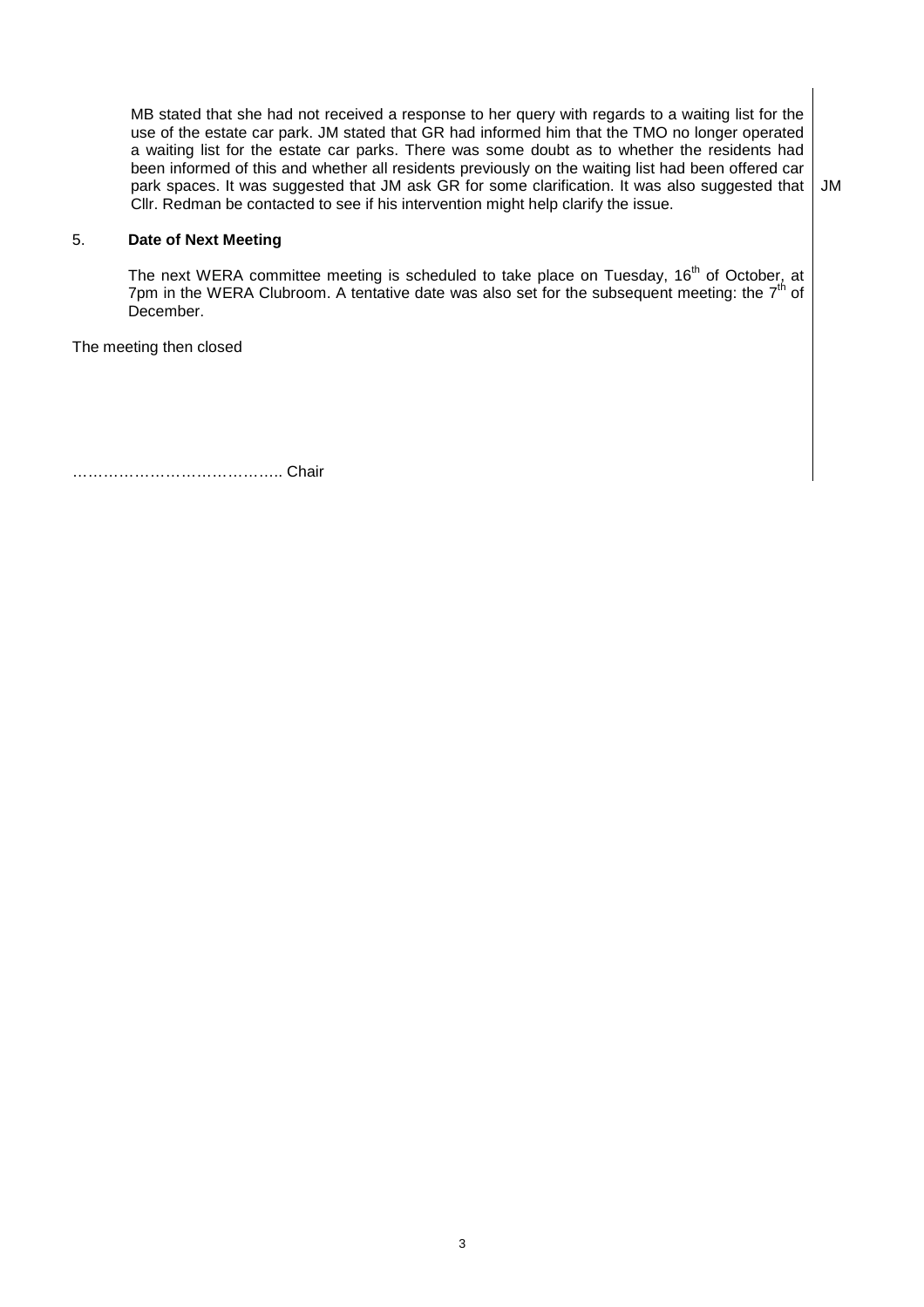MB stated that she had not received a response to her query with regards to a waiting list for the use of the estate car park. JM stated that GR had informed him that the TMO no longer operated a waiting list for the estate car parks. There was some doubt as to whether the residents had been informed of this and whether all residents previously on the waiting list had been offered car park spaces. It was suggested that JM ask GR for some clarification. It was also suggested that Cllr. Redman be contacted to see if his intervention might help clarify the issue. **JM**

5. **Date of Next Meeting**

The next WERA committee meeting is scheduled to take place on Tuesday, 16th of October, at 7pm in the WERA Clubroom. A tentative date was also set for the subsequent meeting: the 7th of December.

The meeting then closed

………………………………….. Chair